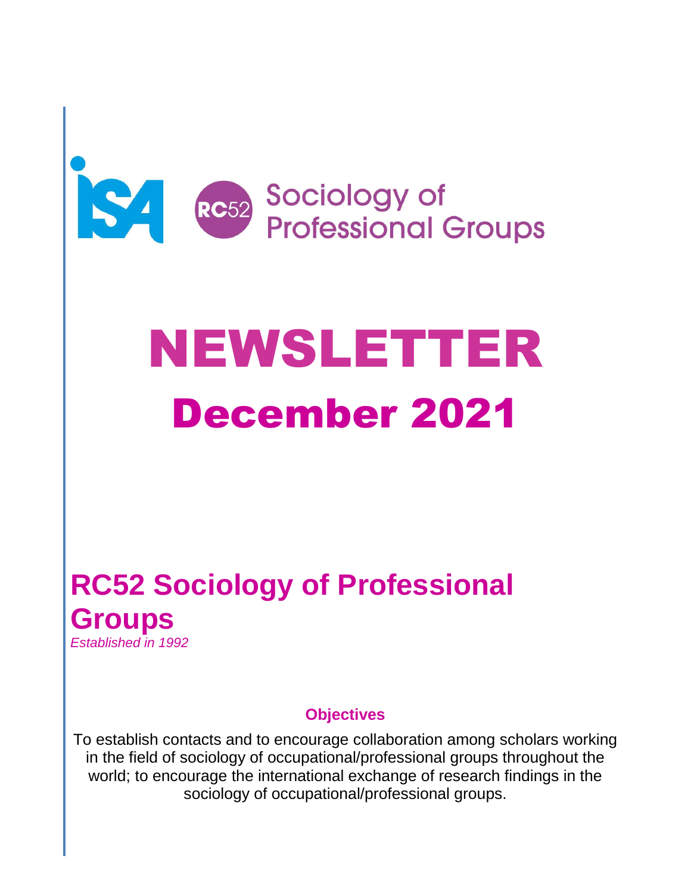ISA RC52 Sociology of Professional Groups

# NEWSLETTER

# December 2021

## RC52 Sociology of Professional Groups

*Established in 1992*

### Objectives

To establish contacts and to encourage collaboration among scholars working in the field of sociology of occupational/professional groups throughout the world; to encourage the international exchange of research findings in the sociology of occupational/professional groups.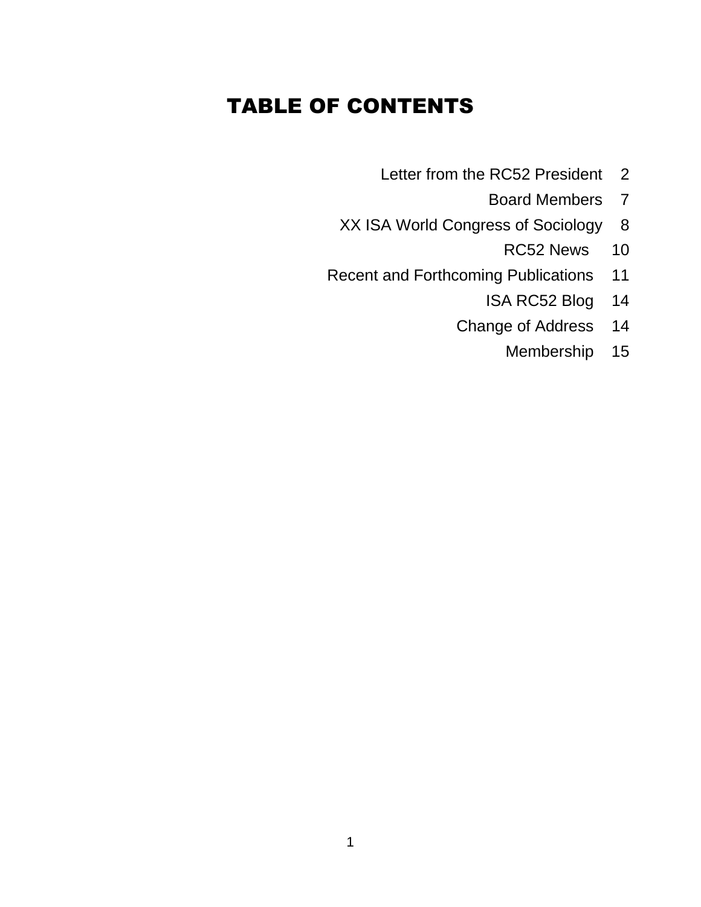# TABLE OF CONTENTS

| | |
|---|---|
| Letter from the RC52 President | 2 |
| Board Members | 7 |
| XX ISA World Congress of Sociology | 8 |
| RC52 News | 10 |
| Recent and Forthcoming Publications | 11 |
| ISA RC52 Blog | 14 |
| Change of Address | 14 |
| Membership | 15 |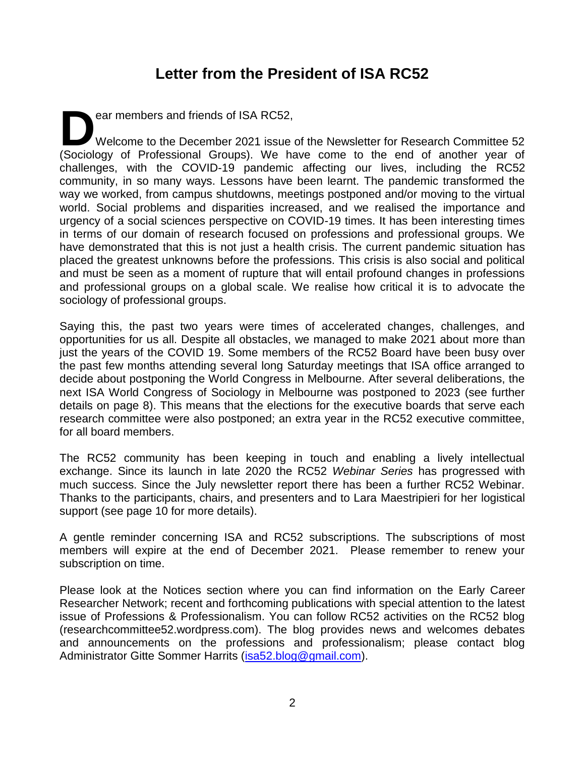# Letter from the President of ISA RC52

Dear members and friends of ISA RC52,

Welcome to the December 2021 issue of the Newsletter for Research Committee 52 (Sociology of Professional Groups). We have come to the end of another year of challenges, with the COVID-19 pandemic affecting our lives, including the RC52 community, in so many ways. Lessons have been learnt. The pandemic transformed the way we worked, from campus shutdowns, meetings postponed and/or moving to the virtual world. Social problems and disparities increased, and we realised the importance and urgency of a social sciences perspective on COVID-19 times. It has been interesting times in terms of our domain of research focused on professions and professional groups. We have demonstrated that this is not just a health crisis. The current pandemic situation has placed the greatest unknowns before the professions. This crisis is also social and political and must be seen as a moment of rupture that will entail profound changes in professions and professional groups on a global scale. We realise how critical it is to advocate the sociology of professional groups.

Saying this, the past two years were times of accelerated changes, challenges, and opportunities for us all. Despite all obstacles, we managed to make 2021 about more than just the years of the COVID 19. Some members of the RC52 Board have been busy over the past few months attending several long Saturday meetings that ISA office arranged to decide about postponing the World Congress in Melbourne. After several deliberations, the next ISA World Congress of Sociology in Melbourne was postponed to 2023 (see further details on page 8). This means that the elections for the executive boards that serve each research committee were also postponed; an extra year in the RC52 executive committee, for all board members.

The RC52 community has been keeping in touch and enabling a lively intellectual exchange. Since its launch in late 2020 the RC52 *Webinar Series* has progressed with much success. Since the July newsletter report there has been a further RC52 Webinar. Thanks to the participants, chairs, and presenters and to Lara Maestripieri for her logistical support (see page 10 for more details).

A gentle reminder concerning ISA and RC52 subscriptions. The subscriptions of most members will expire at the end of December 2021. Please remember to renew your subscription on time.

Please look at the Notices section where you can find information on the Early Career Researcher Network; recent and forthcoming publications with special attention to the latest issue of Professions & Professionalism. You can follow RC52 activities on the RC52 blog (researchcommittee52.wordpress.com). The blog provides news and welcomes debates and announcements on the professions and professionalism; please contact blog Administrator Gitte Sommer Harrits (isa52.blog@gmail.com).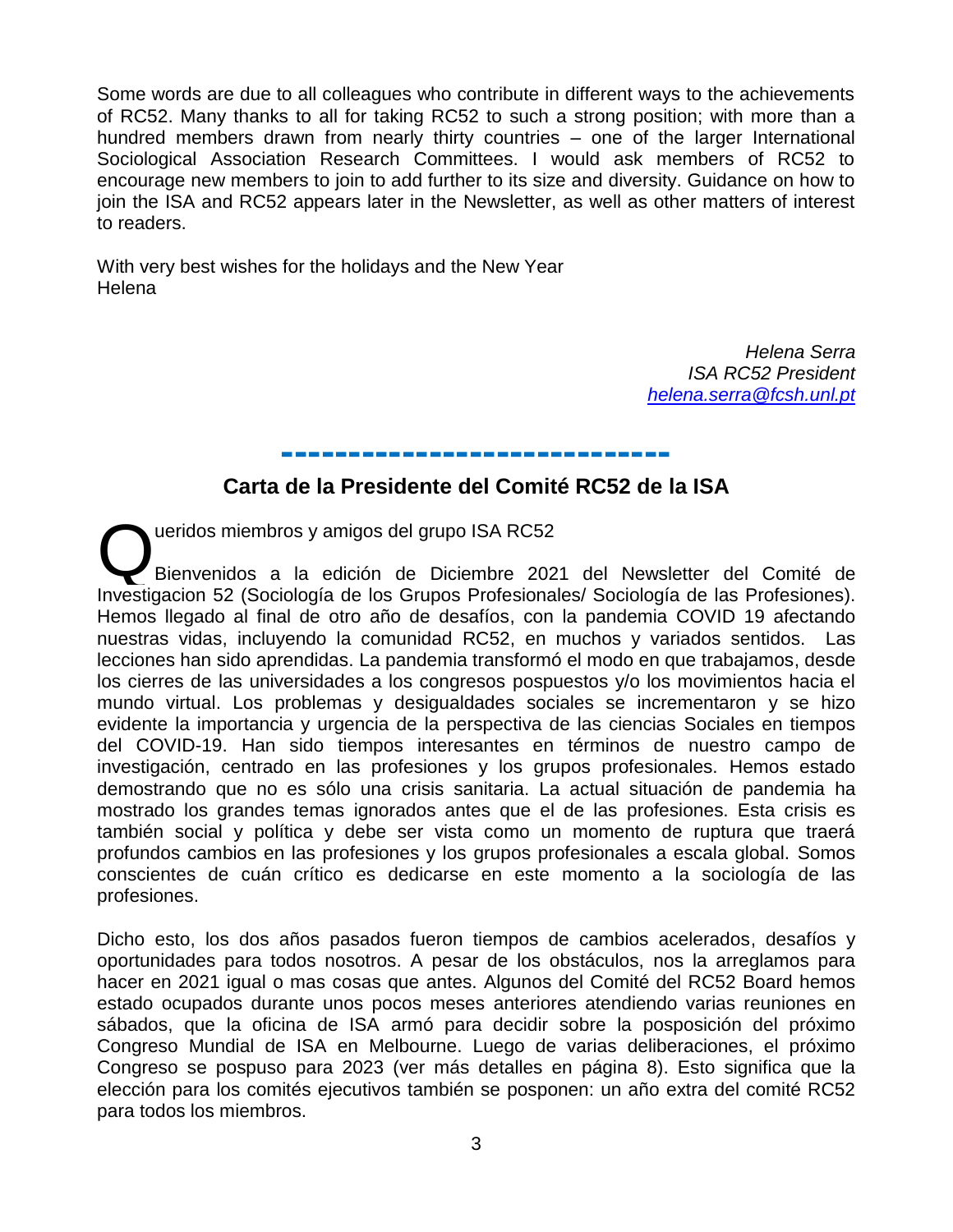Some words are due to all colleagues who contribute in different ways to the achievements of RC52. Many thanks to all for taking RC52 to such a strong position; with more than a hundred members drawn from nearly thirty countries – one of the larger International Sociological Association Research Committees. I would ask members of RC52 to encourage new members to join to add further to its size and diversity. Guidance on how to join the ISA and RC52 appears later in the Newsletter, as well as other matters of interest to readers.

With very best wishes for the holidays and the New Year
Helena

*Helena Serra*
*ISA RC52 President*
*helena.serra@fcsh.unl.pt*

---

## Carta de la Presidente del Comité RC52 de la ISA

Queridos miembros y amigos del grupo ISA RC52

Bienvenidos a la edición de Diciembre 2021 del Newsletter del Comité de Investigacion 52 (Sociología de los Grupos Profesionales/ Sociología de las Profesiones). Hemos llegado al final de otro año de desafíos, con la pandemia COVID 19 afectando nuestras vidas, incluyendo la comunidad RC52, en muchos y variados sentidos. Las lecciones han sido aprendidas. La pandemia transformó el modo en que trabajamos, desde los cierres de las universidades a los congresos pospuestos y/o los movimientos hacia el mundo virtual. Los problemas y desigualdades sociales se incrementaron y se hizo evidente la importancia y urgencia de la perspectiva de las ciencias Sociales en tiempos del COVID-19. Han sido tiempos interesantes en términos de nuestro campo de investigación, centrado en las profesiones y los grupos profesionales. Hemos estado demostrando que no es sólo una crisis sanitaria. La actual situación de pandemia ha mostrado los grandes temas ignorados antes que el de las profesiones. Esta crisis es también social y política y debe ser vista como un momento de ruptura que traerá profundos cambios en las profesiones y los grupos profesionales a escala global. Somos conscientes de cuán crítico es dedicarse en este momento a la sociología de las profesiones.

Dicho esto, los dos años pasados fueron tiempos de cambios acelerados, desafíos y oportunidades para todos nosotros. A pesar de los obstáculos, nos la arreglamos para hacer en 2021 igual o mas cosas que antes. Algunos del Comité del RC52 Board hemos estado ocupados durante unos pocos meses anteriores atendiendo varias reuniones en sábados, que la oficina de ISA armó para decidir sobre la posposición del próximo Congreso Mundial de ISA en Melbourne. Luego de varias deliberaciones, el próximo Congreso se pospuso para 2023 (ver más detalles en página 8). Esto significa que la elección para los comités ejecutivos también se posponen: un año extra del comité RC52 para todos los miembros.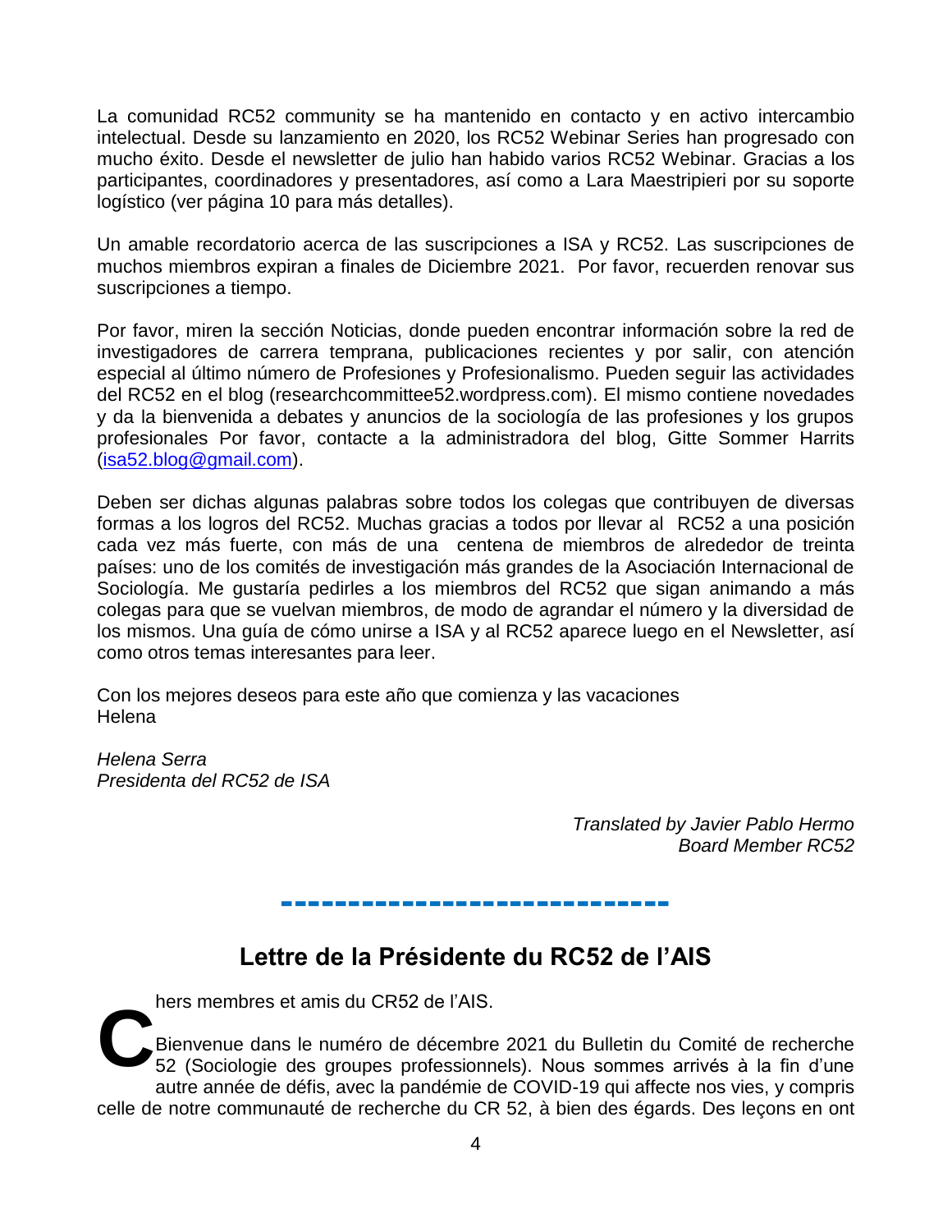La comunidad RC52 community se ha mantenido en contacto y en activo intercambio intelectual. Desde su lanzamiento en 2020, los RC52 Webinar Series han progresado con mucho éxito. Desde el newsletter de julio han habido varios RC52 Webinar. Gracias a los participantes, coordinadores y presentadores, así como a Lara Maestripieri por su soporte logístico (ver página 10 para más detalles).

Un amable recordatorio acerca de las suscripciones a ISA y RC52. Las suscripciones de muchos miembros expiran a finales de Diciembre 2021. Por favor, recuerden renovar sus suscripciones a tiempo.

Por favor, miren la sección Noticias, donde pueden encontrar información sobre la red de investigadores de carrera temprana, publicaciones recientes y por salir, con atención especial al último número de Profesiones y Profesionalismo. Pueden seguir las actividades del RC52 en el blog (researchcommittee52.wordpress.com). El mismo contiene novedades y da la bienvenida a debates y anuncios de la sociología de las profesiones y los grupos profesionales Por favor, contacte a la administradora del blog, Gitte Sommer Harrits (isa52.blog@gmail.com).

Deben ser dichas algunas palabras sobre todos los colegas que contribuyen de diversas formas a los logros del RC52. Muchas gracias a todos por llevar al RC52 a una posición cada vez más fuerte, con más de una centena de miembros de alrededor de treinta países: uno de los comités de investigación más grandes de la Asociación Internacional de Sociología. Me gustaría pedirles a los miembros del RC52 que sigan animando a más colegas para que se vuelvan miembros, de modo de agrandar el número y la diversidad de los mismos. Una guía de cómo unirse a ISA y al RC52 aparece luego en el Newsletter, así como otros temas interesantes para leer.

Con los mejores deseos para este año que comienza y las vacaciones
Helena

*Helena Serra*
*Presidenta del RC52 de ISA*

*Translated by Javier Pablo Hermo*
*Board Member RC52*

---

## Lettre de la Présidente du RC52 de l'AIS

Chers membres et amis du CR52 de l'AIS.

Bienvenue dans le numéro de décembre 2021 du Bulletin du Comité de recherche 52 (Sociologie des groupes professionnels). Nous sommes arrivés à la fin d'une autre année de défis, avec la pandémie de COVID-19 qui affecte nos vies, y compris celle de notre communauté de recherche du CR 52, à bien des égards. Des leçons en ont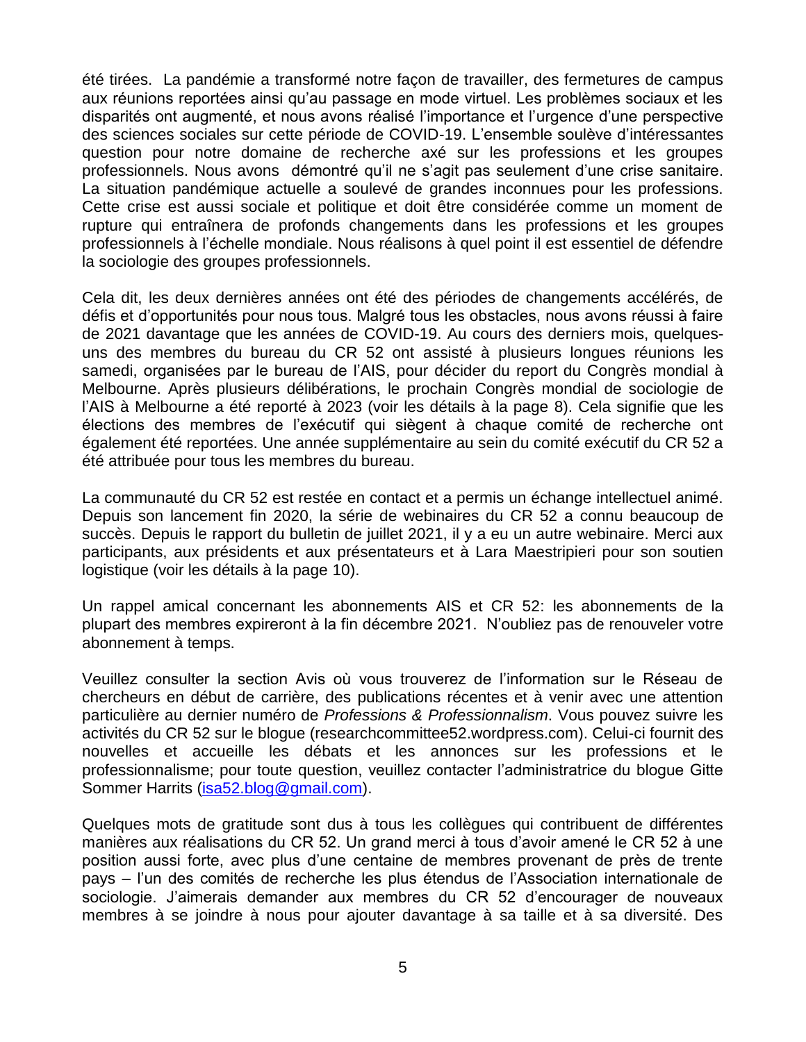été tirées. La pandémie a transformé notre façon de travailler, des fermetures de campus aux réunions reportées ainsi qu'au passage en mode virtuel. Les problèmes sociaux et les disparités ont augmenté, et nous avons réalisé l'importance et l'urgence d'une perspective des sciences sociales sur cette période de COVID-19. L'ensemble soulève d'intéressantes question pour notre domaine de recherche axé sur les professions et les groupes professionnels. Nous avons démontré qu'il ne s'agit pas seulement d'une crise sanitaire. La situation pandémique actuelle a soulevé de grandes inconnues pour les professions. Cette crise est aussi sociale et politique et doit être considérée comme un moment de rupture qui entraînera de profonds changements dans les professions et les groupes professionnels à l'échelle mondiale. Nous réalisons à quel point il est essentiel de défendre la sociologie des groupes professionnels.

Cela dit, les deux dernières années ont été des périodes de changements accélérés, de défis et d'opportunités pour nous tous. Malgré tous les obstacles, nous avons réussi à faire de 2021 davantage que les années de COVID-19. Au cours des derniers mois, quelques-uns des membres du bureau du CR 52 ont assisté à plusieurs longues réunions les samedi, organisées par le bureau de l'AIS, pour décider du report du Congrès mondial à Melbourne. Après plusieurs délibérations, le prochain Congrès mondial de sociologie de l'AIS à Melbourne a été reporté à 2023 (voir les détails à la page 8). Cela signifie que les élections des membres de l'exécutif qui siègent à chaque comité de recherche ont également été reportées. Une année supplémentaire au sein du comité exécutif du CR 52 a été attribuée pour tous les membres du bureau.

La communauté du CR 52 est restée en contact et a permis un échange intellectuel animé. Depuis son lancement fin 2020, la série de webinaires du CR 52 a connu beaucoup de succès. Depuis le rapport du bulletin de juillet 2021, il y a eu un autre webinaire. Merci aux participants, aux présidents et aux présentateurs et à Lara Maestripieri pour son soutien logistique (voir les détails à la page 10).

Un rappel amical concernant les abonnements AIS et CR 52: les abonnements de la plupart des membres expireront à la fin décembre 2021. N'oubliez pas de renouveler votre abonnement à temps.

Veuillez consulter la section Avis où vous trouverez de l'information sur le Réseau de chercheurs en début de carrière, des publications récentes et à venir avec une attention particulière au dernier numéro de *Professions & Professionnalism*. Vous pouvez suivre les activités du CR 52 sur le blogue (researchcommittee52.wordpress.com). Celui-ci fournit des nouvelles et accueille les débats et les annonces sur les professions et le professionnalisme; pour toute question, veuillez contacter l'administratrice du blogue Gitte Sommer Harrits (isa52.blog@gmail.com).

Quelques mots de gratitude sont dus à tous les collègues qui contribuent de différentes manières aux réalisations du CR 52. Un grand merci à tous d'avoir amené le CR 52 à une position aussi forte, avec plus d'une centaine de membres provenant de près de trente pays – l'un des comités de recherche les plus étendus de l'Association internationale de sociologie. J'aimerais demander aux membres du CR 52 d'encourager de nouveaux membres à se joindre à nous pour ajouter davantage à sa taille et à sa diversité. Des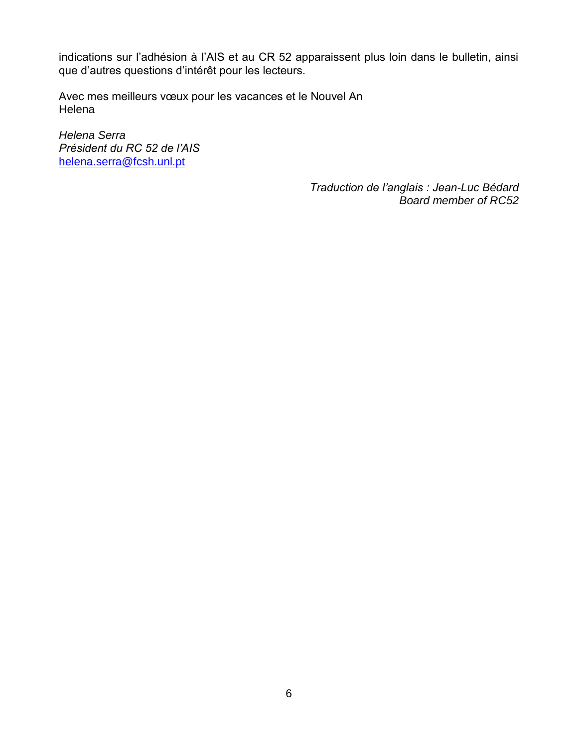indications sur l'adhésion à l'AIS et au CR 52 apparaissent plus loin dans le bulletin, ainsi que d'autres questions d'intérêt pour les lecteurs.

Avec mes meilleurs vœux pour les vacances et le Nouvel An
Helena

*Helena Serra*
*Président du RC 52 de l'AIS*
[helena.serra@fcsh.unl.pt](mailto:helena.serra@fcsh.unl.pt)

*Traduction de l'anglais : Jean-Luc Bédard*
*Board member of RC52*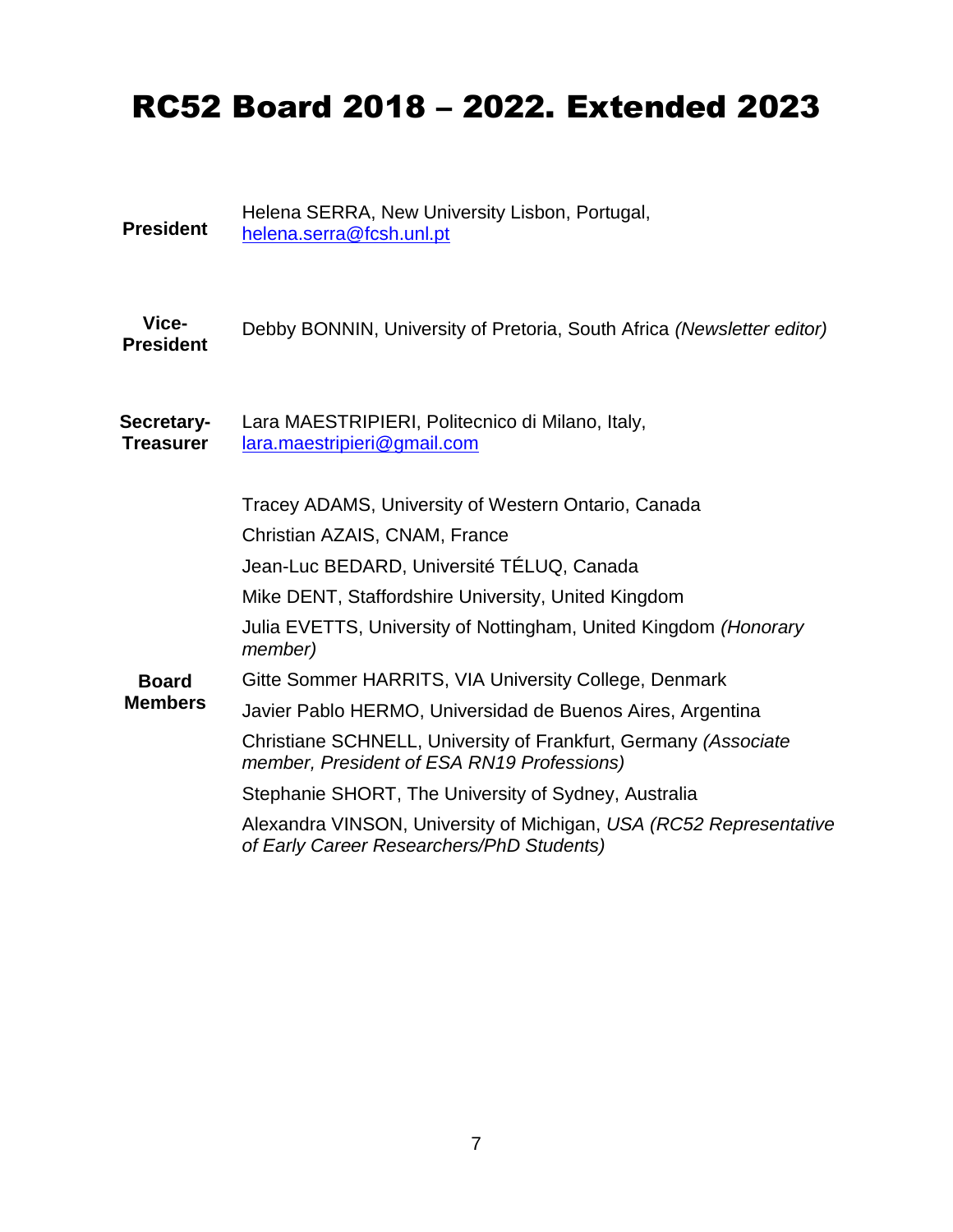# RC52 Board 2018 – 2022. Extended 2023

| | |
|---|---|
| **President** | Helena SERRA, New University Lisbon, Portugal, helena.serra@fcsh.unl.pt |
| **Vice-President** | Debby BONNIN, University of Pretoria, South Africa *(Newsletter editor)* |
| **Secretary-Treasurer** | Lara MAESTRIPIERI, Politecnico di Milano, Italy, lara.maestripieri@gmail.com |
| **Board Members** | Tracey ADAMS, University of Western Ontario, Canada |
| | Christian AZAIS, CNAM, France |
| | Jean-Luc BEDARD, Université TÉLUQ, Canada |
| | Mike DENT, Staffordshire University, United Kingdom |
| | Julia EVETTS, University of Nottingham, United Kingdom *(Honorary member)* |
| | Gitte Sommer HARRITS, VIA University College, Denmark |
| | Javier Pablo HERMO, Universidad de Buenos Aires, Argentina |
| | Christiane SCHNELL, University of Frankfurt, Germany *(Associate member, President of ESA RN19 Professions)* |
| | Stephanie SHORT, The University of Sydney, Australia |
| | Alexandra VINSON, University of Michigan, *USA (RC52 Representative of Early Career Researchers/PhD Students)* |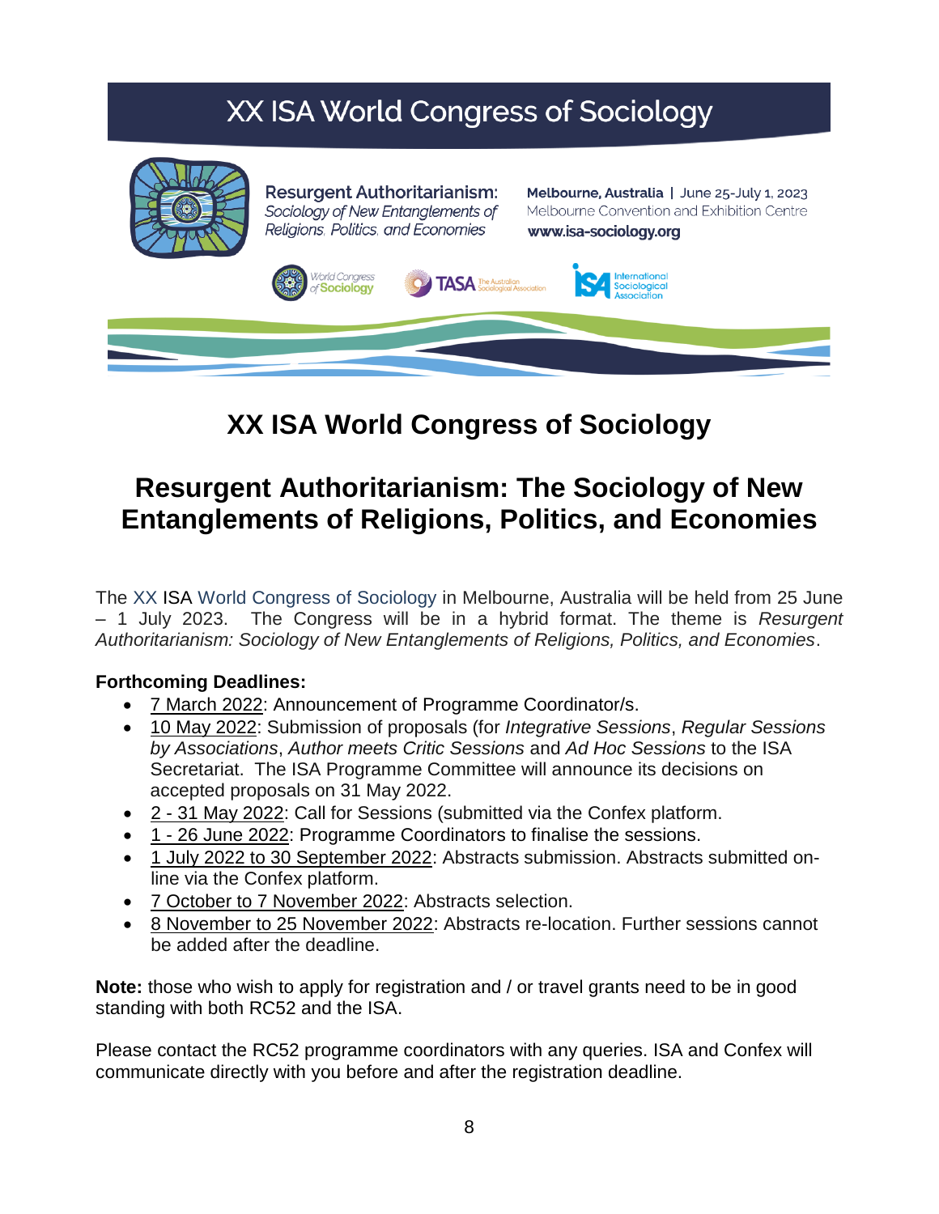# XX ISA World Congress of Sociology

## Resurgent Authoritarianism: The Sociology of New Entanglements of Religions, Politics, and Economies

The XX ISA World Congress of Sociology in Melbourne, Australia will be held from 25 June – 1 July 2023. The Congress will be in a hybrid format. The theme is *Resurgent Authoritarianism: Sociology of New Entanglements of Religions, Politics, and Economies*.

**Forthcoming Deadlines:**

- 7 March 2022: Announcement of Programme Coordinator/s.
- 10 May 2022: Submission of proposals (for *Integrative Sessions*, *Regular Sessions by Associations*, *Author meets Critic Sessions* and *Ad Hoc Sessions* to the ISA Secretariat. The ISA Programme Committee will announce its decisions on accepted proposals on 31 May 2022.
- 2 - 31 May 2022: Call for Sessions (submitted via the Confex platform.
- 1 - 26 June 2022: Programme Coordinators to finalise the sessions.
- 1 July 2022 to 30 September 2022: Abstracts submission. Abstracts submitted on-line via the Confex platform.
- 7 October to 7 November 2022: Abstracts selection.
- 8 November to 25 November 2022: Abstracts re-location. Further sessions cannot be added after the deadline.

**Note:** those who wish to apply for registration and / or travel grants need to be in good standing with both RC52 and the ISA.

Please contact the RC52 programme coordinators with any queries. ISA and Confex will communicate directly with you before and after the registration deadline.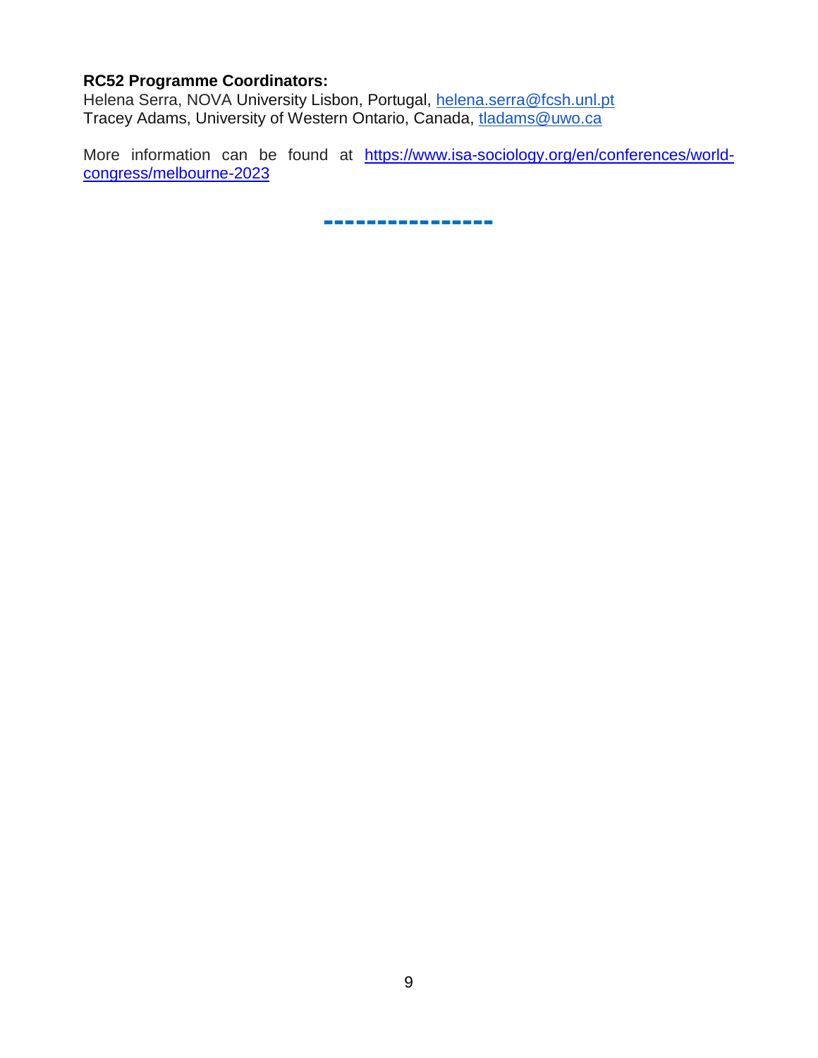**RC52 Programme Coordinators:**
Helena Serra, NOVA University Lisbon, Portugal, helena.serra@fcsh.unl.pt
Tracey Adams, University of Western Ontario, Canada, tladams@uwo.ca

More information can be found at https://www.isa-sociology.org/en/conferences/world-congress/melbourne-2023

---------------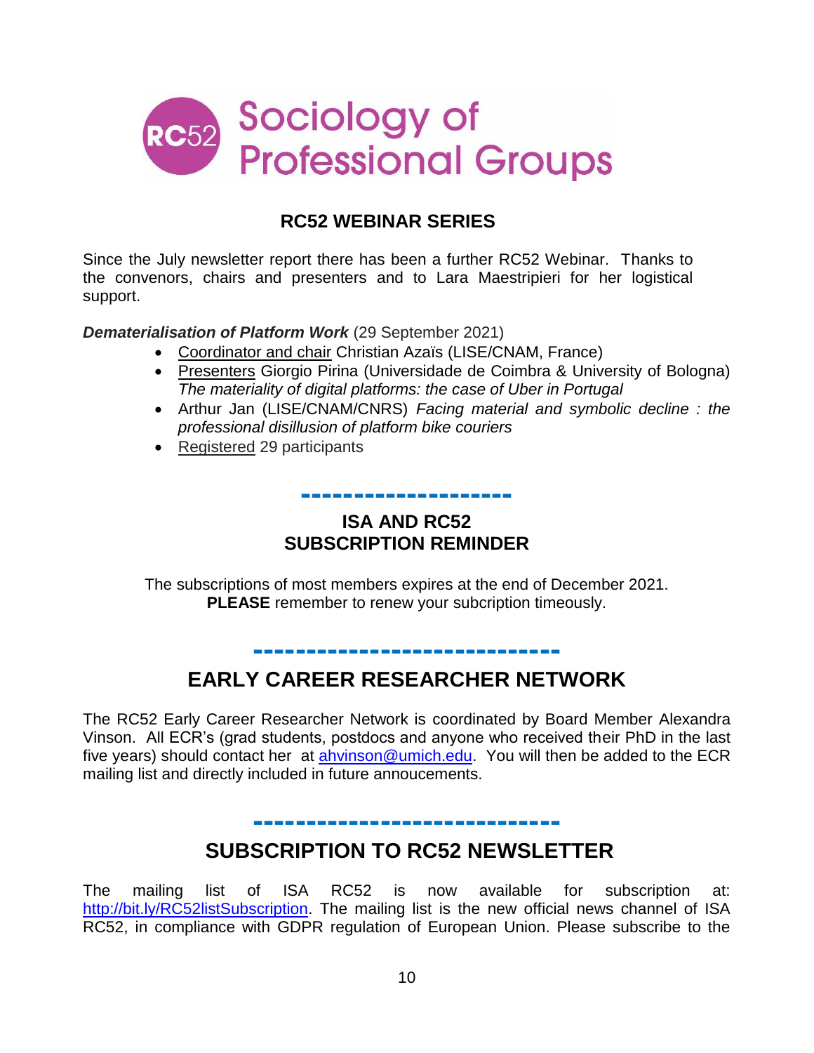# RC52 Sociology of Professional Groups

## RC52 WEBINAR SERIES

Since the July newsletter report there has been a further RC52 Webinar. Thanks to the convenors, chairs and presenters and to Lara Maestripieri for her logistical support.

***Dematerialisation of Platform Work*** (29 September 2021)

- Coordinator and chair Christian Azaïs (LISE/CNAM, France)
- Presenters Giorgio Pirina (Universidade de Coimbra & University of Bologna) *The materiality of digital platforms: the case of Uber in Portugal*
- Arthur Jan (LISE/CNAM/CNRS) *Facing material and symbolic decline : the professional disillusion of platform bike couriers*
- Registered 29 participants

---

## ISA AND RC52 SUBSCRIPTION REMINDER

The subscriptions of most members expires at the end of December 2021. **PLEASE** remember to renew your subcription timeously.

---

## EARLY CAREER RESEARCHER NETWORK

The RC52 Early Career Researcher Network is coordinated by Board Member Alexandra Vinson. All ECR's (grad students, postdocs and anyone who received their PhD in the last five years) should contact her at ahvinson@umich.edu. You will then be added to the ECR mailing list and directly included in future annoucements.

---

## SUBSCRIPTION TO RC52 NEWSLETTER

The mailing list of ISA RC52 is now available for subscription at: http://bit.ly/RC52listSubscription. The mailing list is the new official news channel of ISA RC52, in compliance with GDPR regulation of European Union. Please subscribe to the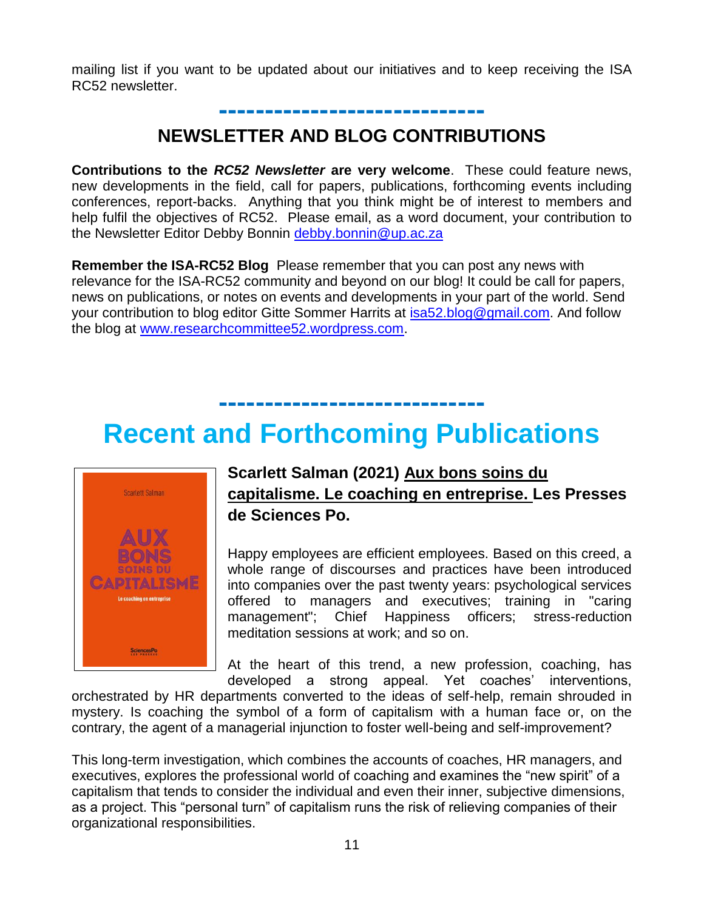mailing list if you want to be updated about our initiatives and to keep receiving the ISA RC52 newsletter.

## NEWSLETTER AND BLOG CONTRIBUTIONS

**Contributions to the *RC52 Newsletter* are very welcome**. These could feature news, new developments in the field, call for papers, publications, forthcoming events including conferences, report-backs. Anything that you think might be of interest to members and help fulfil the objectives of RC52. Please email, as a word document, your contribution to the Newsletter Editor Debby Bonnin debby.bonnin@up.ac.za

**Remember the ISA-RC52 Blog** Please remember that you can post any news with relevance for the ISA-RC52 community and beyond on our blog! It could be call for papers, news on publications, or notes on events and developments in your part of the world. Send your contribution to blog editor Gitte Sommer Harrits at isa52.blog@gmail.com. And follow the blog at www.researchcommittee52.wordpress.com.

# Recent and Forthcoming Publications

### Scarlett Salman (2021) Aux bons soins du capitalisme. Le coaching en entreprise. Les Presses de Sciences Po.

Happy employees are efficient employees. Based on this creed, a whole range of discourses and practices have been introduced into companies over the past twenty years: psychological services offered to managers and executives; training in "caring management"; Chief Happiness officers; stress-reduction meditation sessions at work; and so on.

At the heart of this trend, a new profession, coaching, has developed a strong appeal. Yet coaches' interventions, orchestrated by HR departments converted to the ideas of self-help, remain shrouded in mystery. Is coaching the symbol of a form of capitalism with a human face or, on the contrary, the agent of a managerial injunction to foster well-being and self-improvement?

This long-term investigation, which combines the accounts of coaches, HR managers, and executives, explores the professional world of coaching and examines the "new spirit" of a capitalism that tends to consider the individual and even their inner, subjective dimensions, as a project. This "personal turn" of capitalism runs the risk of relieving companies of their organizational responsibilities.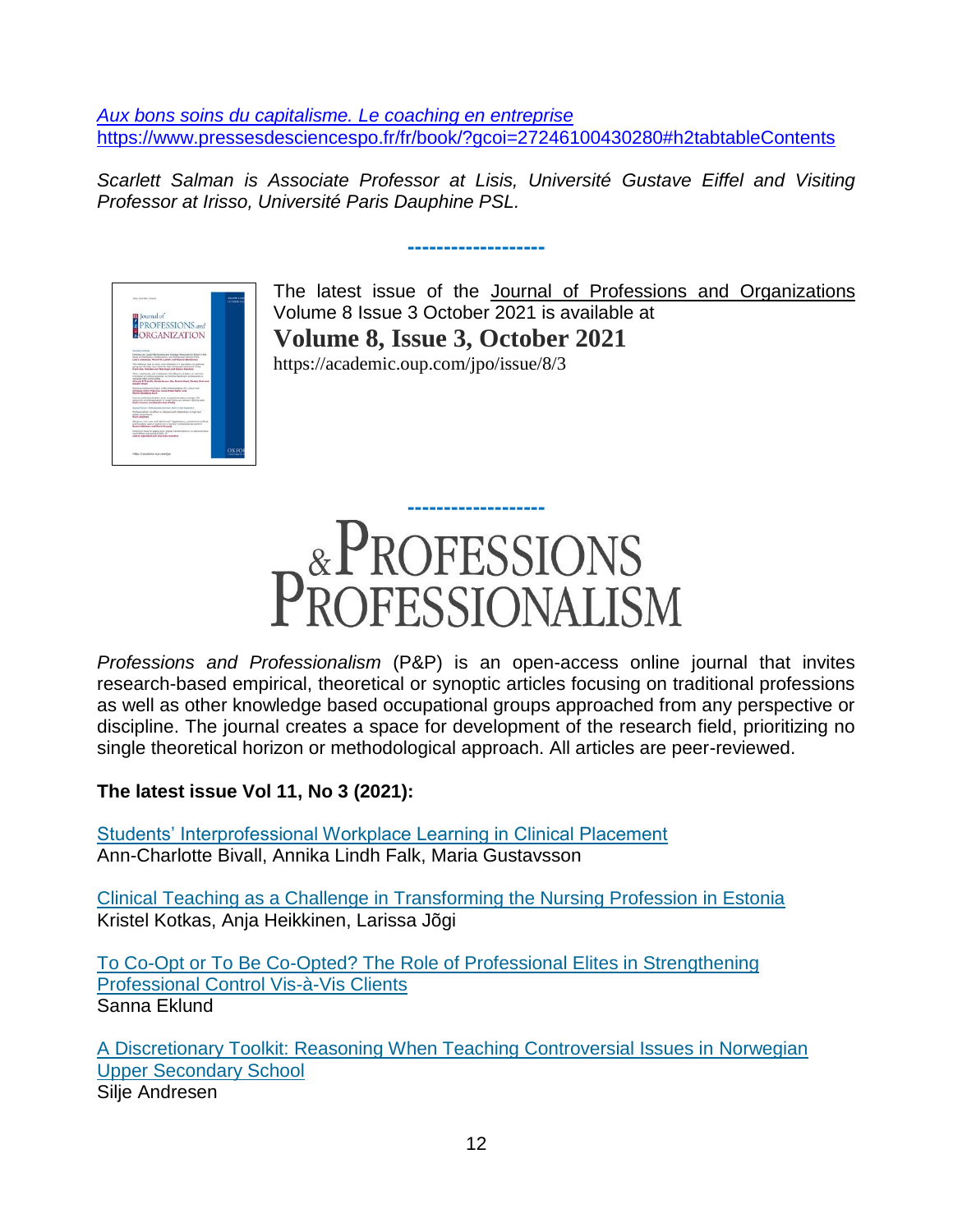[*Aux bons soins du capitalisme. Le coaching en entreprise*](https://www.pressesdesciencespo.fr/fr/book/?gcoi=27246100430280#h2tabtableContents)
https://www.pressesdesciencespo.fr/fr/book/?gcoi=27246100430280#h2tabtableContents

*Scarlett Salman is Associate Professor at Lisis, Université Gustave Eiffel and Visiting Professor at Irisso, Université Paris Dauphine PSL.*

-------------------

The latest issue of the Journal of Professions and Organizations Volume 8 Issue 3 October 2021 is available at

**Volume 8, Issue 3, October 2021**

https://academic.oup.com/jpo/issue/8/3

-------------------

# Professions & Professionalism

*Professions and Professionalism* (P&P) is an open-access online journal that invites research-based empirical, theoretical or synoptic articles focusing on traditional professions as well as other knowledge based occupational groups approached from any perspective or discipline. The journal creates a space for development of the research field, prioritizing no single theoretical horizon or methodological approach. All articles are peer-reviewed.

**The latest issue Vol 11, No 3 (2021):**

Students' Interprofessional Workplace Learning in Clinical Placement
Ann-Charlotte Bivall, Annika Lindh Falk, Maria Gustavsson

Clinical Teaching as a Challenge in Transforming the Nursing Profession in Estonia
Kristel Kotkas, Anja Heikkinen, Larissa Jõgi

To Co-Opt or To Be Co-Opted? The Role of Professional Elites in Strengthening Professional Control Vis-à-Vis Clients
Sanna Eklund

A Discretionary Toolkit: Reasoning When Teaching Controversial Issues in Norwegian Upper Secondary School
Silje Andresen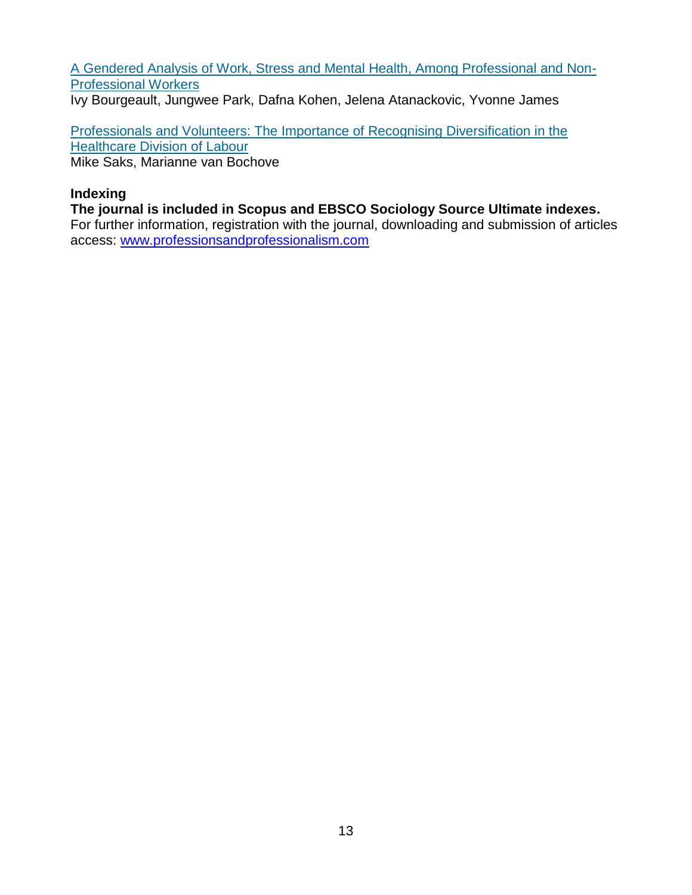[A Gendered Analysis of Work, Stress and Mental Health, Among Professional and Non-Professional Workers](#)
Ivy Bourgeault, Jungwee Park, Dafna Kohen, Jelena Atanackovic, Yvonne James

[Professionals and Volunteers: The Importance of Recognising Diversification in the Healthcare Division of Labour](#)
Mike Saks, Marianne van Bochove

**Indexing**

**The journal is included in Scopus and EBSCO Sociology Source Ultimate indexes.**
For further information, registration with the journal, downloading and submission of articles access: [www.professionsandprofessionalism.com](http://www.professionsandprofessionalism.com)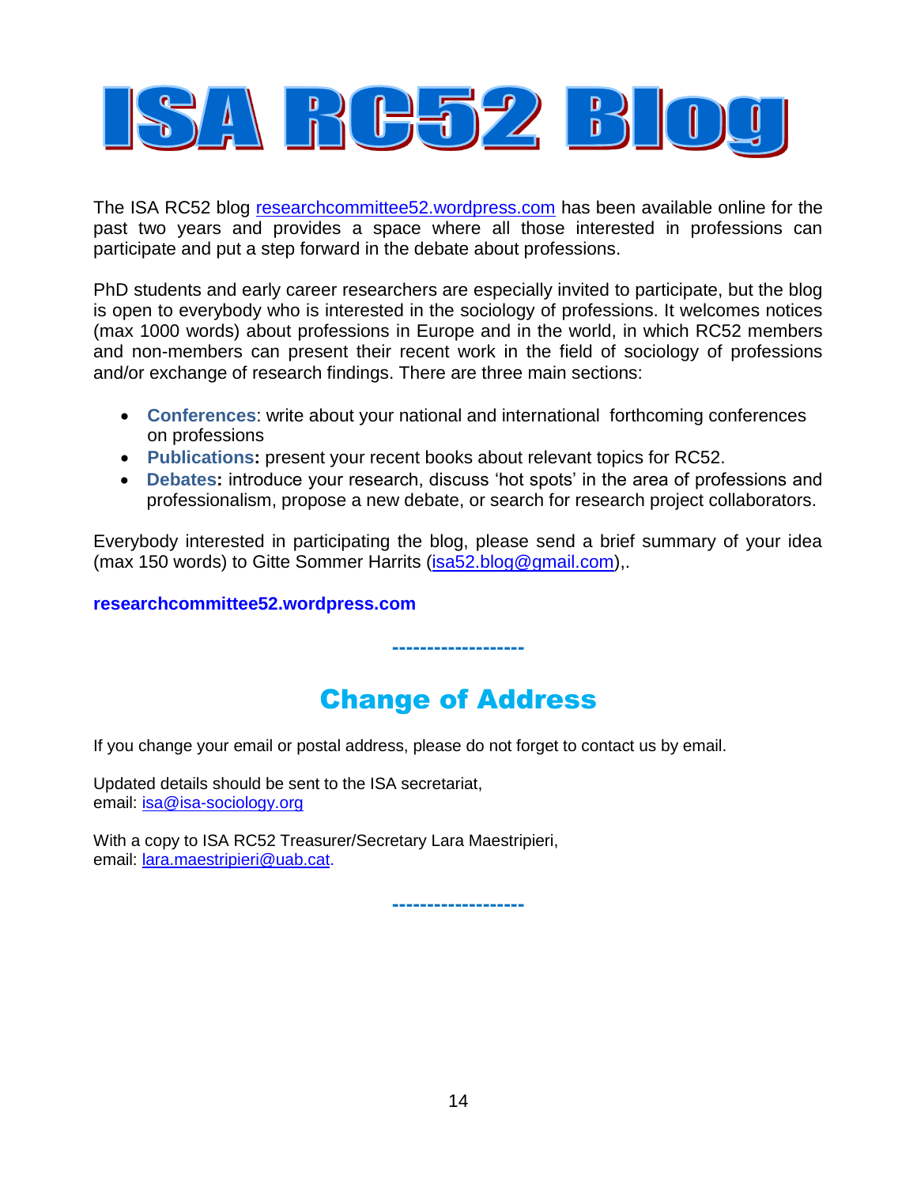# ISA RC52 Blog

The ISA RC52 blog researchcommittee52.wordpress.com has been available online for the past two years and provides a space where all those interested in professions can participate and put a step forward in the debate about professions.

PhD students and early career researchers are especially invited to participate, but the blog is open to everybody who is interested in the sociology of professions. It welcomes notices (max 1000 words) about professions in Europe and in the world, in which RC52 members and non-members can present their recent work in the field of sociology of professions and/or exchange of research findings. There are three main sections:

- **Conferences**: write about your national and international forthcoming conferences on professions
- **Publications:** present your recent books about relevant topics for RC52.
- **Debates:** introduce your research, discuss 'hot spots' in the area of professions and professionalism, propose a new debate, or search for research project collaborators.

Everybody interested in participating the blog, please send a brief summary of your idea (max 150 words) to Gitte Sommer Harrits (isa52.blog@gmail.com),.

**researchcommittee52.wordpress.com**

-------------------

## Change of Address

If you change your email or postal address, please do not forget to contact us by email.

Updated details should be sent to the ISA secretariat,
email: isa@isa-sociology.org

With a copy to ISA RC52 Treasurer/Secretary Lara Maestripieri,
email: lara.maestripieri@uab.cat.

-------------------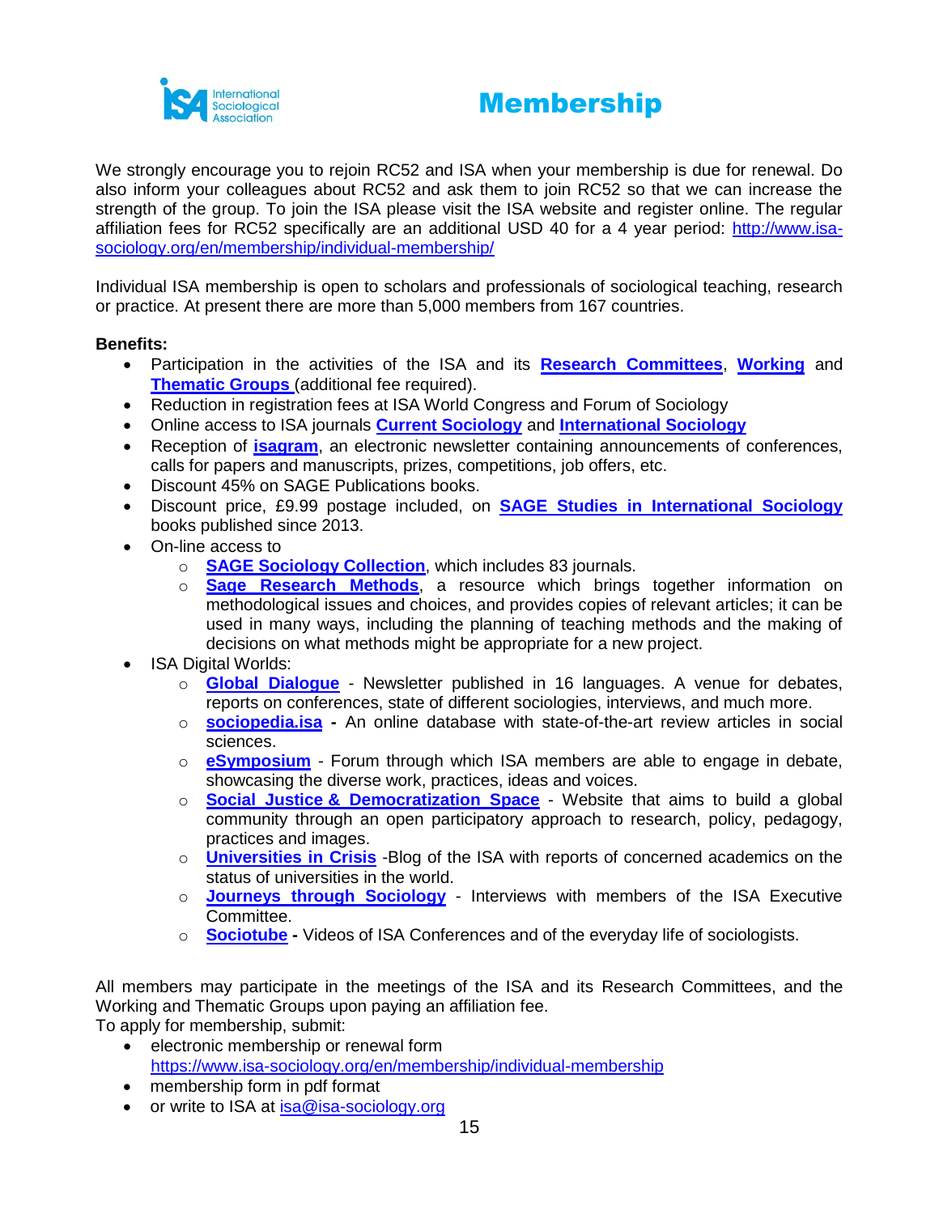# Membership

We strongly encourage you to rejoin RC52 and ISA when your membership is due for renewal. Do also inform your colleagues about RC52 and ask them to join RC52 so that we can increase the strength of the group. To join the ISA please visit the ISA website and register online. The regular affiliation fees for RC52 specifically are an additional USD 40 for a 4 year period: http://www.isa-sociology.org/en/membership/individual-membership/

Individual ISA membership is open to scholars and professionals of sociological teaching, research or practice. At present there are more than 5,000 members from 167 countries.

**Benefits:**

- Participation in the activities of the ISA and its **Research Committees**, **Working** and **Thematic Groups** (additional fee required).
- Reduction in registration fees at ISA World Congress and Forum of Sociology
- Online access to ISA journals **Current Sociology** and **International Sociology**
- Reception of **isagram**, an electronic newsletter containing announcements of conferences, calls for papers and manuscripts, prizes, competitions, job offers, etc.
- Discount 45% on SAGE Publications books.
- Discount price, £9.99 postage included, on **SAGE Studies in International Sociology** books published since 2013.
- On-line access to
  - **SAGE Sociology Collection**, which includes 83 journals.
  - **Sage Research Methods**, a resource which brings together information on methodological issues and choices, and provides copies of relevant articles; it can be used in many ways, including the planning of teaching methods and the making of decisions on what methods might be appropriate for a new project.
- ISA Digital Worlds:
  - **Global Dialogue** - Newsletter published in 16 languages. A venue for debates, reports on conferences, state of different sociologies, interviews, and much more.
  - **sociopedia.isa** - An online database with state-of-the-art review articles in social sciences.
  - **eSymposium** - Forum through which ISA members are able to engage in debate, showcasing the diverse work, practices, ideas and voices.
  - **Social Justice & Democratization Space** - Website that aims to build a global community through an open participatory approach to research, policy, pedagogy, practices and images.
  - **Universities in Crisis** -Blog of the ISA with reports of concerned academics on the status of universities in the world.
  - **Journeys through Sociology** - Interviews with members of the ISA Executive Committee.
  - **Sociotube** - Videos of ISA Conferences and of the everyday life of sociologists.

All members may participate in the meetings of the ISA and its Research Committees, and the Working and Thematic Groups upon paying an affiliation fee.
To apply for membership, submit:

- electronic membership or renewal form https://www.isa-sociology.org/en/membership/individual-membership
- membership form in pdf format
- or write to ISA at isa@isa-sociology.org